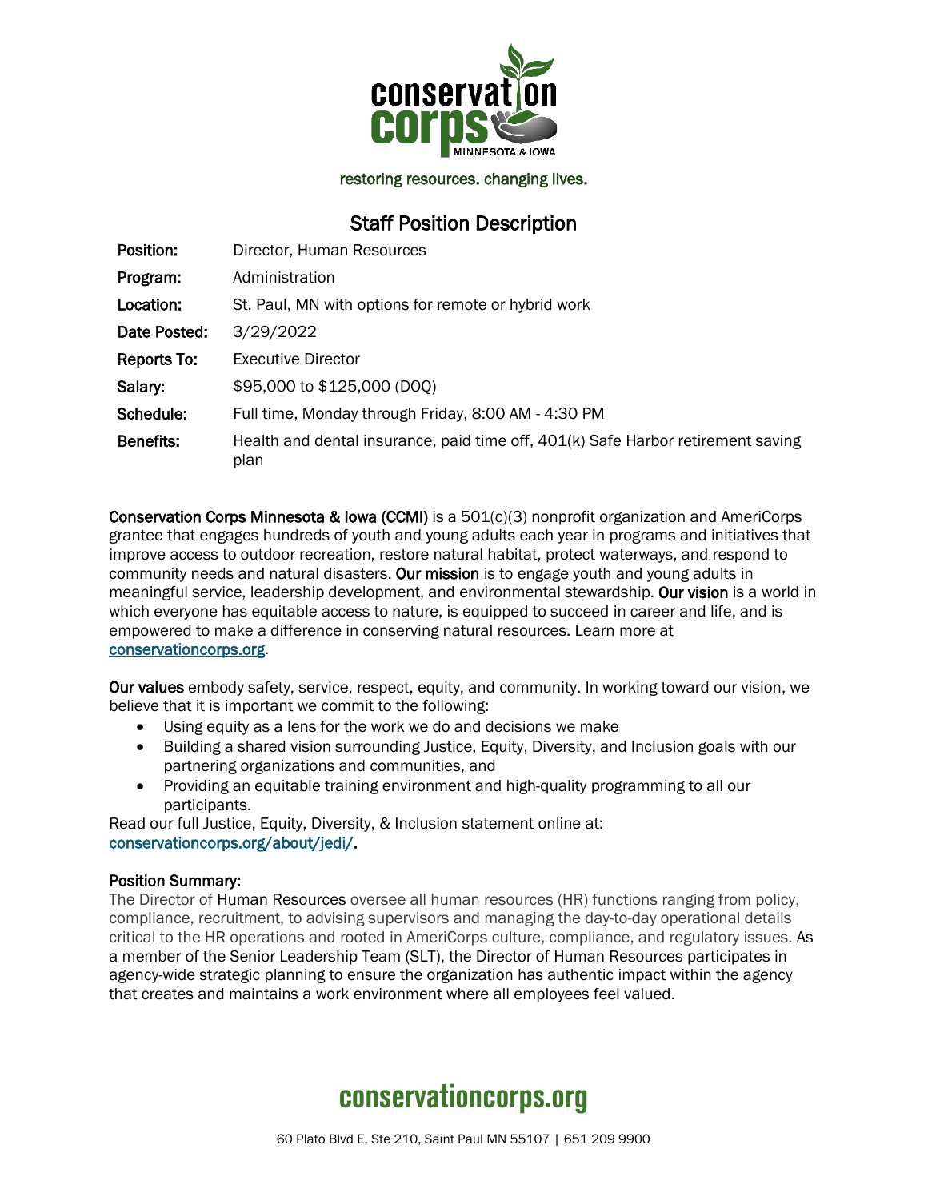conservation corps MINNESOTA & IOWA

restoring resources. changing lives.

# Staff Position Description

| | |
|---|---|
| **Position:** | Director, Human Resources |
| **Program:** | Administration |
| **Location:** | St. Paul, MN with options for remote or hybrid work |
| **Date Posted:** | 3/29/2022 |
| **Reports To:** | Executive Director |
| **Salary:** | $95,000 to $125,000 (DOQ) |
| **Schedule:** | Full time, Monday through Friday, 8:00 AM - 4:30 PM |
| **Benefits:** | Health and dental insurance, paid time off, 401(k) Safe Harbor retirement saving plan |

**Conservation Corps Minnesota & Iowa (CCMI)** is a 501(c)(3) nonprofit organization and AmeriCorps grantee that engages hundreds of youth and young adults each year in programs and initiatives that improve access to outdoor recreation, restore natural habitat, protect waterways, and respond to community needs and natural disasters. **Our mission** is to engage youth and young adults in meaningful service, leadership development, and environmental stewardship. **Our vision** is a world in which everyone has equitable access to nature, is equipped to succeed in career and life, and is empowered to make a difference in conserving natural resources. Learn more at conservationcorps.org.

**Our values** embody safety, service, respect, equity, and community. In working toward our vision, we believe that it is important we commit to the following:

- Using equity as a lens for the work we do and decisions we make
- Building a shared vision surrounding Justice, Equity, Diversity, and Inclusion goals with our partnering organizations and communities, and
- Providing an equitable training environment and high-quality programming to all our participants.

Read our full Justice, Equity, Diversity, & Inclusion statement online at: conservationcorps.org/about/jedi/.

**Position Summary:**

The Director of Human Resources oversee all human resources (HR) functions ranging from policy, compliance, recruitment, to advising supervisors and managing the day-to-day operational details critical to the HR operations and rooted in AmeriCorps culture, compliance, and regulatory issues. As a member of the Senior Leadership Team (SLT), the Director of Human Resources participates in agency-wide strategic planning to ensure the organization has authentic impact within the agency that creates and maintains a work environment where all employees feel valued.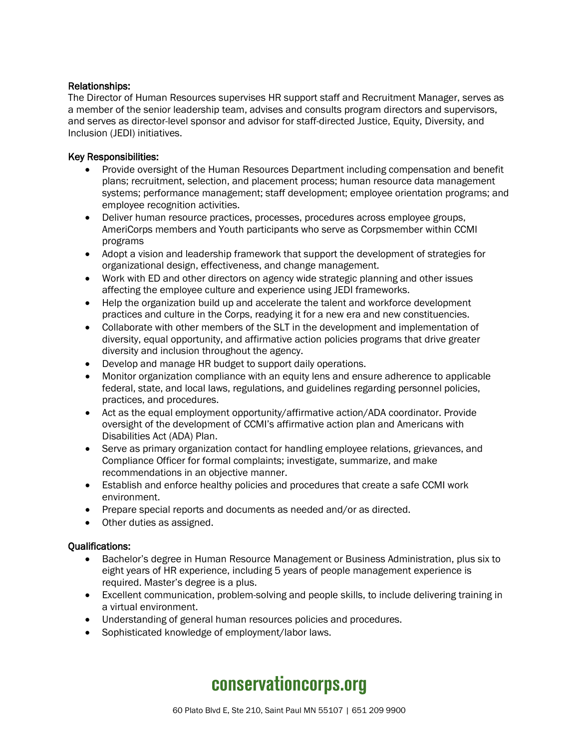**Relationships:**
The Director of Human Resources supervises HR support staff and Recruitment Manager, serves as a member of the senior leadership team, advises and consults program directors and supervisors, and serves as director-level sponsor and advisor for staff-directed Justice, Equity, Diversity, and Inclusion (JEDI) initiatives.

**Key Responsibilities:**

- Provide oversight of the Human Resources Department including compensation and benefit plans; recruitment, selection, and placement process; human resource data management systems; performance management; staff development; employee orientation programs; and employee recognition activities.
- Deliver human resource practices, processes, procedures across employee groups, AmeriCorps members and Youth participants who serve as Corpsmember within CCMI programs
- Adopt a vision and leadership framework that support the development of strategies for organizational design, effectiveness, and change management.
- Work with ED and other directors on agency wide strategic planning and other issues affecting the employee culture and experience using JEDI frameworks.
- Help the organization build up and accelerate the talent and workforce development practices and culture in the Corps, readying it for a new era and new constituencies.
- Collaborate with other members of the SLT in the development and implementation of diversity, equal opportunity, and affirmative action policies programs that drive greater diversity and inclusion throughout the agency.
- Develop and manage HR budget to support daily operations.
- Monitor organization compliance with an equity lens and ensure adherence to applicable federal, state, and local laws, regulations, and guidelines regarding personnel policies, practices, and procedures.
- Act as the equal employment opportunity/affirmative action/ADA coordinator. Provide oversight of the development of CCMI's affirmative action plan and Americans with Disabilities Act (ADA) Plan.
- Serve as primary organization contact for handling employee relations, grievances, and Compliance Officer for formal complaints; investigate, summarize, and make recommendations in an objective manner.
- Establish and enforce healthy policies and procedures that create a safe CCMI work environment.
- Prepare special reports and documents as needed and/or as directed.
- Other duties as assigned.

**Qualifications:**

- Bachelor's degree in Human Resource Management or Business Administration, plus six to eight years of HR experience, including 5 years of people management experience is required. Master's degree is a plus.
- Excellent communication, problem-solving and people skills, to include delivering training in a virtual environment.
- Understanding of general human resources policies and procedures.
- Sophisticated knowledge of employment/labor laws.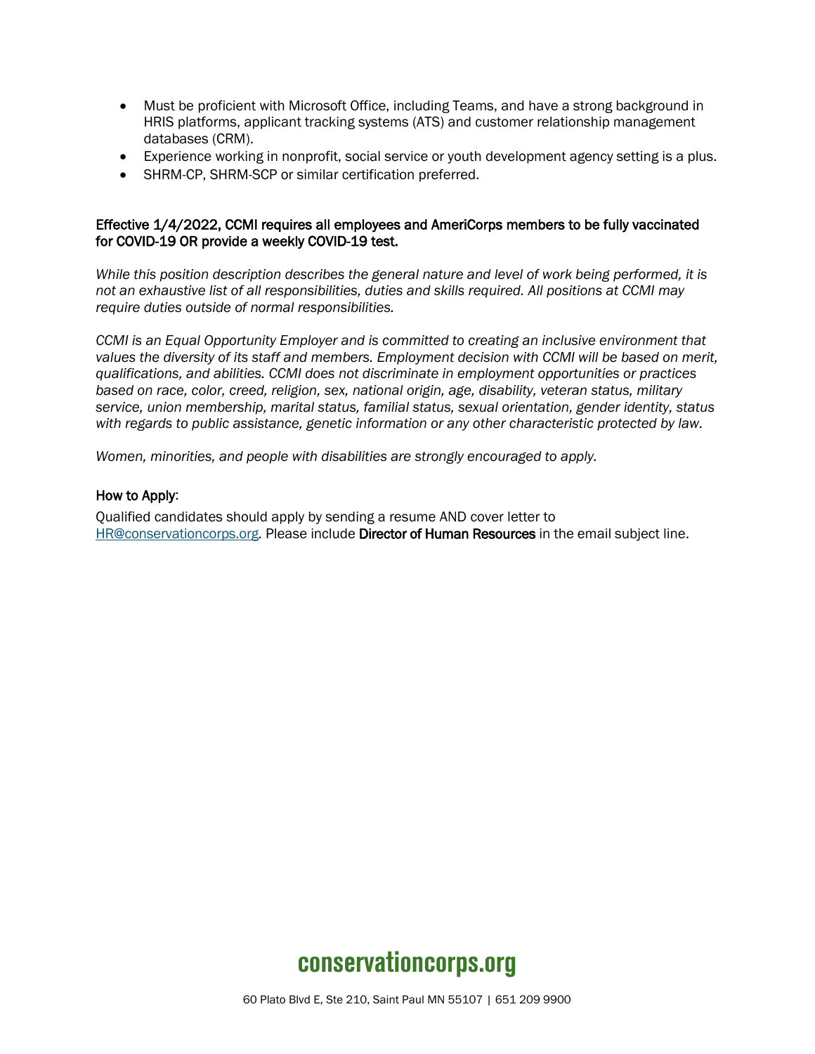- Must be proficient with Microsoft Office, including Teams, and have a strong background in HRIS platforms, applicant tracking systems (ATS) and customer relationship management databases (CRM).
- Experience working in nonprofit, social service or youth development agency setting is a plus.
- SHRM-CP, SHRM-SCP or similar certification preferred.

**Effective 1/4/2022, CCMI requires all employees and AmeriCorps members to be fully vaccinated for COVID-19 OR provide a weekly COVID-19 test.**

*While this position description describes the general nature and level of work being performed, it is not an exhaustive list of all responsibilities, duties and skills required. All positions at CCMI may require duties outside of normal responsibilities.*

*CCMI is an Equal Opportunity Employer and is committed to creating an inclusive environment that values the diversity of its staff and members. Employment decision with CCMI will be based on merit, qualifications, and abilities. CCMI does not discriminate in employment opportunities or practices based on race, color, creed, religion, sex, national origin, age, disability, veteran status, military service, union membership, marital status, familial status, sexual orientation, gender identity, status with regards to public assistance, genetic information or any other characteristic protected by law.*

*Women, minorities, and people with disabilities are strongly encouraged to apply.*

**How to Apply**:

Qualified candidates should apply by sending a resume AND cover letter to HR@conservationcorps.org. Please include **Director of Human Resources** in the email subject line.

**conservationcorps.org**

60 Plato Blvd E, Ste 210, Saint Paul MN 55107 | 651 209 9900